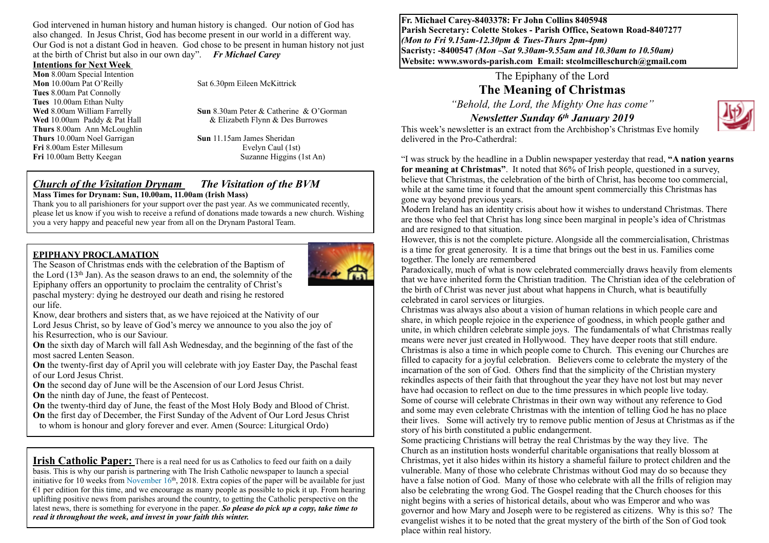God intervened in human history and human history is changed. Our notion of God has also changed. In Jesus Christ, God has become present in our world in a different way. Our God is not a distant God in heaven. God chose to be present in human history not just at the birth of Christ but also in our own day". ***Fr Michael Carey***

**Intentions for Next Week**

**Mon** 8.00am Special Intention
**Mon** 10.00am Pat O'Reilly
**Tues** 8.00am Pat Connolly
**Tues** 10.00am Ethan Nulty
**Wed** 8.00am William Farrelly
**Wed** 10.00am Paddy & Pat Hall
**Thurs** 8.00am Ann McLoughlin
**Thurs** 10.00am Noel Garrigan
**Fri** 8.00am Ester Millesum
**Fri** 10.00am Betty Keegan

Sat 6.30pm Eileen McKittrick

**Sun** 8.30am Peter & Catherine & O'Gorman & Elizabeth Flynn & Des Burrowes

**Sun** 11.15am James Sheridan
Evelyn Caul (1st)
Suzanne Higgins (1st An)

## *Church of the Visitation Drynam* *The Visitation of the BVM*

**Mass Times for Drynam: Sun, 10.00am, 11.00am (Irish Mass)**

Thank you to all parishioners for your support over the past year. As we communicated recently, please let us know if you wish to receive a refund of donations made towards a new church. Wishing you a very happy and peaceful new year from all on the Drynam Pastoral Team.

## EPIPHANY PROCLAMATION

The Season of Christmas ends with the celebration of the Baptism of the Lord (13th Jan). As the season draws to an end, the solemnity of the Epiphany offers an opportunity to proclaim the centrality of Christ's paschal mystery: dying he destroyed our death and rising he restored our life.

Know, dear brothers and sisters that, as we have rejoiced at the Nativity of our Lord Jesus Christ, so by leave of God's mercy we announce to you also the joy of his Resurrection, who is our Saviour.

**On** the sixth day of March will fall Ash Wednesday, and the beginning of the fast of the most sacred Lenten Season.

**On** the twenty-first day of April you will celebrate with joy Easter Day, the Paschal feast of our Lord Jesus Christ.

**On** the second day of June will be the Ascension of our Lord Jesus Christ.

**On** the ninth day of June, the feast of Pentecost.

**On** the twenty-third day of June, the feast of the Most Holy Body and Blood of Christ.

**On** the first day of December, the First Sunday of the Advent of Our Lord Jesus Christ to whom is honour and glory forever and ever. Amen (Source: Liturgical Ordo)

**Irish Catholic Paper:** There is a real need for us as Catholics to feed our faith on a daily basis. This is why our parish is partnering with The Irish Catholic newspaper to launch a special initiative for 10 weeks from November 16th, 2018. Extra copies of the paper will be available for just €1 per edition for this time, and we encourage as many people as possible to pick it up. From hearing uplifting positive news from parishes around the country, to getting the Catholic perspective on the latest news, there is something for everyone in the paper. ***So please do pick up a copy, take time to read it throughout the week, and invest in your faith this winter.***

**Fr. Michael Carey-8403378: Fr John Collins 8405948**
**Parish Secretary: Colette Stokes - Parish Office, Seatown Road-8407277**
***(Mon to Fri 9.15am-12.30pm & Tues-Thurs 2pm-4pm)***
**Sacristy: -8400547** ***(Mon –Sat 9.30am-9.55am and 10.30am to 10.50am)***
**Website: www.swords-parish.com Email: stcolmcilleschurch@gmail.com**

The Epiphany of the Lord

# The Meaning of Christmas

*"Behold, the Lord, the Mighty One has come"*

***Newsletter Sunday 6th January 2019***

This week's newsletter is an extract from the Archbishop's Christmas Eve homily delivered in the Pro-Catherdral:

"I was struck by the headline in a Dublin newspaper yesterday that read, **"A nation yearns for meaning at Christmas"**. It noted that 86% of Irish people, questioned in a survey, believe that Christmas, the celebration of the birth of Christ, has become too commercial, while at the same time it found that the amount spent commercially this Christmas has gone way beyond previous years.

Modern Ireland has an identity crisis about how it wishes to understand Christmas. There are those who feel that Christ has long since been marginal in people's idea of Christmas and are resigned to that situation.

However, this is not the complete picture. Alongside all the commercialisation, Christmas is a time for great generosity. It is a time that brings out the best in us. Families come together. The lonely are remembered

Paradoxically, much of what is now celebrated commercially draws heavily from elements that we have inherited form the Christian tradition. The Christian idea of the celebration of the birth of Christ was never just about what happens in Church, what is beautifully celebrated in carol services or liturgies.

Christmas was always also about a vision of human relations in which people care and share, in which people rejoice in the experience of goodness, in which people gather and unite, in which children celebrate simple joys. The fundamentals of what Christmas really means were never just created in Hollywood. They have deeper roots that still endure.

Christmas is also a time in which people come to Church. This evening our Churches are filled to capacity for a joyful celebration. Believers come to celebrate the mystery of the incarnation of the son of God. Others find that the simplicity of the Christian mystery rekindles aspects of their faith that throughout the year they have not lost but may never have had occasion to reflect on due to the time pressures in which people live today.

Some of course will celebrate Christmas in their own way without any reference to God and some may even celebrate Christmas with the intention of telling God he has no place their lives. Some will actively try to remove public mention of Jesus at Christmas as if the story of his birth constituted a public endangerment.

Some practicing Christians will betray the real Christmas by the way they live. The Church as an institution hosts wonderful charitable organisations that really blossom at Christmas, yet it also hides within its history a shameful failure to protect children and the vulnerable. Many of those who celebrate Christmas without God may do so because they have a false notion of God. Many of those who celebrate with all the frills of religion may also be celebrating the wrong God. The Gospel reading that the Church chooses for this night begins with a series of historical details, about who was Emperor and who was governor and how Mary and Joseph were to be registered as citizens. Why is this so? The evangelist wishes it to be noted that the great mystery of the birth of the Son of God took place within real history.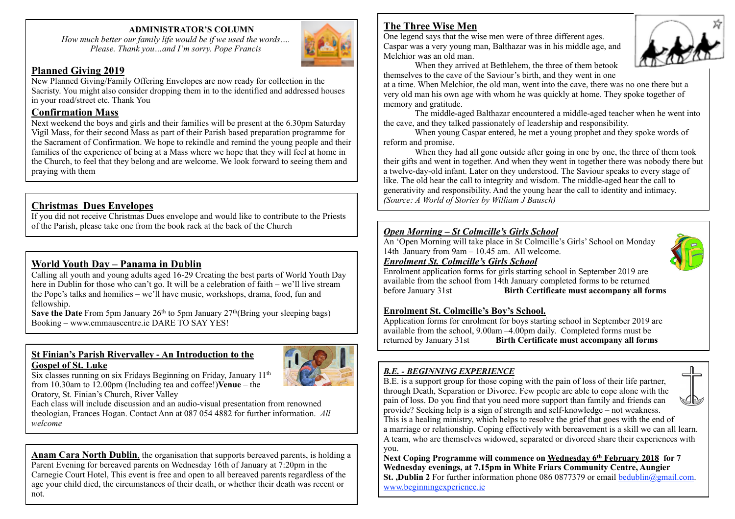**ADMINISTRATOR'S COLUMN**

*How much better our family life would be if we used the words…. Please. Thank you…and I'm sorry. Pope Francis*

## Planned Giving 2019

New Planned Giving/Family Offering Envelopes are now ready for collection in the Sacristy. You might also consider dropping them in to the identified and addressed houses in your road/street etc. Thank You

## Confirmation Mass

Next weekend the boys and girls and their families will be present at the 6.30pm Saturday Vigil Mass, for their second Mass as part of their Parish based preparation programme for the Sacrament of Confirmation. We hope to rekindle and remind the young people and their families of the experience of being at a Mass where we hope that they will feel at home in the Church, to feel that they belong and are welcome. We look forward to seeing them and praying with them

## Christmas Dues Envelopes

If you did not receive Christmas Dues envelope and would like to contribute to the Priests of the Parish, please take one from the book rack at the back of the Church

## World Youth Day – Panama in Dublin

Calling all youth and young adults aged 16-29 Creating the best parts of World Youth Day here in Dublin for those who can't go. It will be a celebration of faith – we'll live stream the Pope's talks and homilies – we'll have music, workshops, drama, food, fun and fellowship.

**Save the Date** From 5pm January 26th to 5pm January 27th(Bring your sleeping bags)
Booking – www.emmauscentre.ie DARE TO SAY YES!

## St Finian's Parish Rivervalley - An Introduction to the Gospel of St. Luke

Six classes running on six Fridays Beginning on Friday, January 11th from 10.30am to 12.00pm (Including tea and coffee!)**Venue** – the Oratory, St. Finian's Church, River Valley

Each class will include discussion and an audio-visual presentation from renowned theologian, Frances Hogan. Contact Ann at 087 054 4882 for further information. *All welcome*

**Anam Cara North Dublin**, the organisation that supports bereaved parents, is holding a Parent Evening for bereaved parents on Wednesday 16th of January at 7:20pm in the Carnegie Court Hotel, This event is free and open to all bereaved parents regardless of the age your child died, the circumstances of their death, or whether their death was recent or not.

## The Three Wise Men

One legend says that the wise men were of three different ages. Caspar was a very young man, Balthazar was in his middle age, and Melchior was an old man.

When they arrived at Bethlehem, the three of them betook themselves to the cave of the Saviour's birth, and they went in one at a time. When Melchior, the old man, went into the cave, there was no one there but a very old man his own age with whom he was quickly at home. They spoke together of memory and gratitude.

The middle-aged Balthazar encountered a middle-aged teacher when he went into the cave, and they talked passionately of leadership and responsibility.

When young Caspar entered, he met a young prophet and they spoke words of reform and promise.

When they had all gone outside after going in one by one, the three of them took their gifts and went in together. And when they went in together there was nobody there but a twelve-day-old infant. Later on they understood. The Saviour speaks to every stage of like. The old hear the call to integrity and wisdom. The middle-aged hear the call to generativity and responsibility. And the young hear the call to identity and intimacy.
*(Source: A World of Stories by William J Bausch)*

## *Open Morning – St Colmcille's Girls School*

An 'Open Morning will take place in St Colmcille's Girls' School on Monday 14th January from 9am – 10.45 am. All welcome.

## *Enrolment St. Colmcille's Girls School*

Enrolment application forms for girls starting school in September 2019 are available from the school from 14th January completed forms to be returned before January 31st **Birth Certificate must accompany all forms**

## Enrolment St. Colmcille's Boy's School.

Application forms for enrolment for boys starting school in September 2019 are available from the school, 9.00am –4.00pm daily. Completed forms must be returned by January 31st **Birth Certificate must accompany all forms**

## *B.E. - BEGINNING EXPERIENCE*

B.E. is a support group for those coping with the pain of loss of their life partner, through Death, Separation or Divorce. Few people are able to cope alone with the pain of loss. Do you find that you need more support than family and friends can provide? Seeking help is a sign of strength and self-knowledge – not weakness. This is a healing ministry, which helps to resolve the grief that goes with the end of a marriage or relationship. Coping effectively with bereavement is a skill we can all learn. A team, who are themselves widowed, separated or divorced share their experiences with you.

**Next Coping Programme will commence on Wednesday 6th February 2018 for 7 Wednesday evenings, at 7.15pm in White Friars Community Centre, Aungier St. ,Dublin 2** For further information phone 086 0877379 or email bedublin@gmail.com. www.beginningexperience.ie